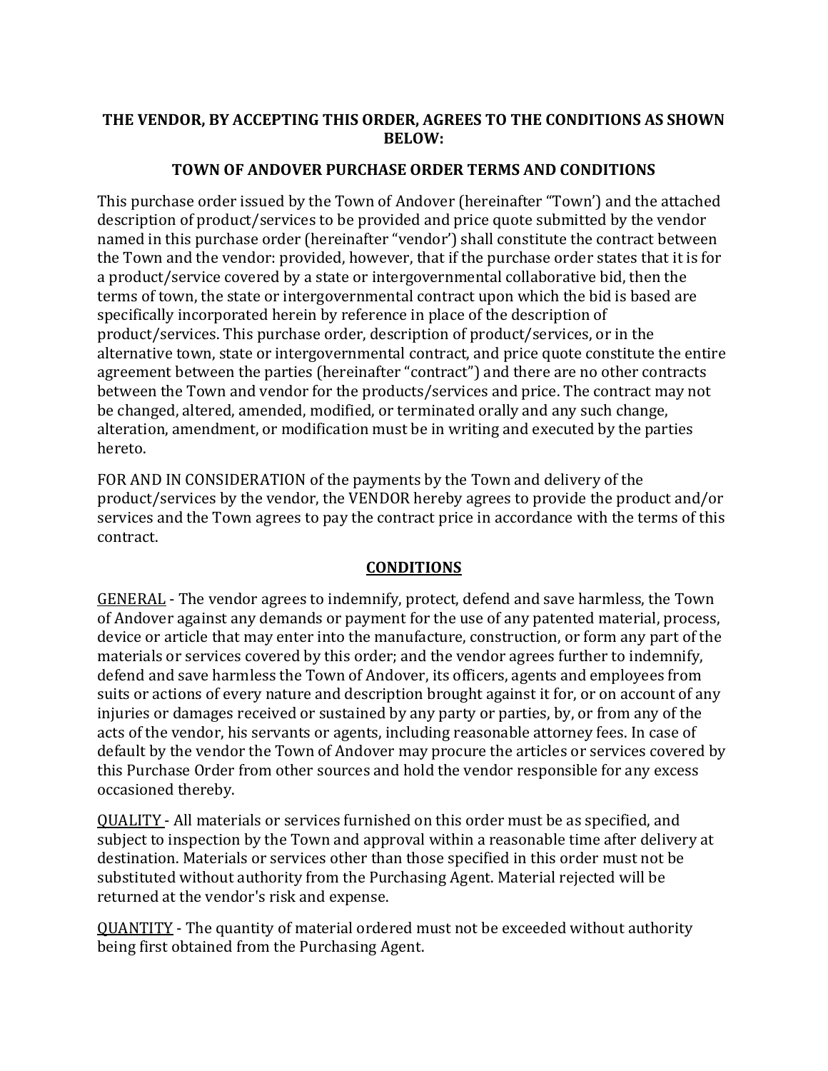**THE VENDOR, BY ACCEPTING THIS ORDER, AGREES TO THE CONDITIONS AS SHOWN BELOW:**

**TOWN OF ANDOVER PURCHASE ORDER TERMS AND CONDITIONS**

This purchase order issued by the Town of Andover (hereinafter "Town') and the attached description of product/services to be provided and price quote submitted by the vendor named in this purchase order (hereinafter "vendor') shall constitute the contract between the Town and the vendor: provided, however, that if the purchase order states that it is for a product/service covered by a state or intergovernmental collaborative bid, then the terms of town, the state or intergovernmental contract upon which the bid is based are specifically incorporated herein by reference in place of the description of product/services. This purchase order, description of product/services, or in the alternative town, state or intergovernmental contract, and price quote constitute the entire agreement between the parties (hereinafter "contract") and there are no other contracts between the Town and vendor for the products/services and price. The contract may not be changed, altered, amended, modified, or terminated orally and any such change, alteration, amendment, or modification must be in writing and executed by the parties hereto.

FOR AND IN CONSIDERATION of the payments by the Town and delivery of the product/services by the vendor, the VENDOR hereby agrees to provide the product and/or services and the Town agrees to pay the contract price in accordance with the terms of this contract.

**CONDITIONS**

GENERAL - The vendor agrees to indemnify, protect, defend and save harmless, the Town of Andover against any demands or payment for the use of any patented material, process, device or article that may enter into the manufacture, construction, or form any part of the materials or services covered by this order; and the vendor agrees further to indemnify, defend and save harmless the Town of Andover, its officers, agents and employees from suits or actions of every nature and description brought against it for, or on account of any injuries or damages received or sustained by any party or parties, by, or from any of the acts of the vendor, his servants or agents, including reasonable attorney fees. In case of default by the vendor the Town of Andover may procure the articles or services covered by this Purchase Order from other sources and hold the vendor responsible for any excess occasioned thereby.

QUALITY - All materials or services furnished on this order must be as specified, and subject to inspection by the Town and approval within a reasonable time after delivery at destination. Materials or services other than those specified in this order must not be substituted without authority from the Purchasing Agent. Material rejected will be returned at the vendor's risk and expense.

QUANTITY - The quantity of material ordered must not be exceeded without authority being first obtained from the Purchasing Agent.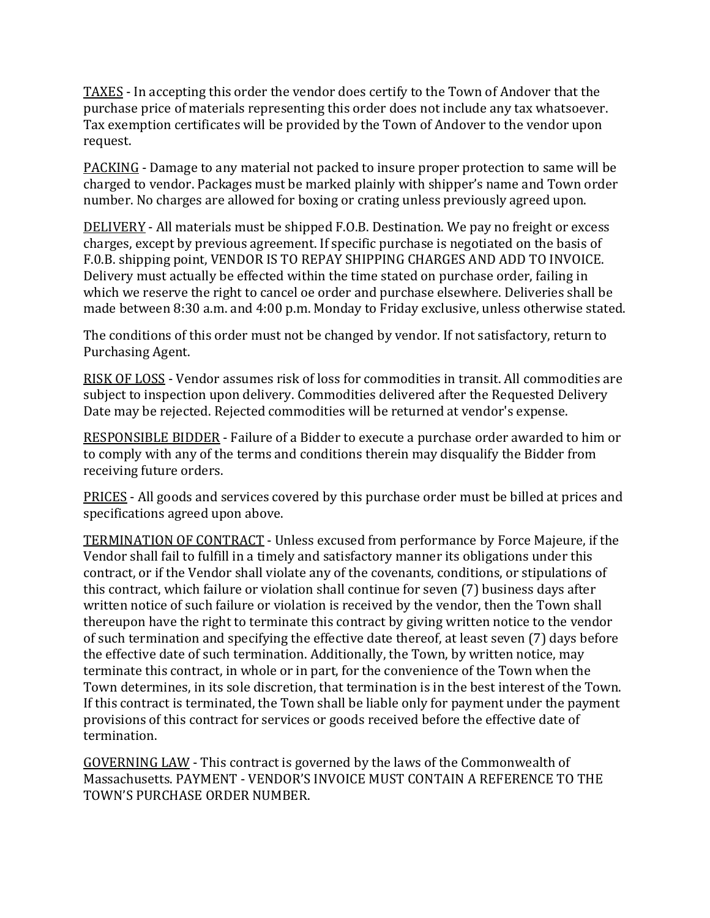<u>TAXES</u> - In accepting this order the vendor does certify to the Town of Andover that the purchase price of materials representing this order does not include any tax whatsoever. Tax exemption certificates will be provided by the Town of Andover to the vendor upon request.

<u>PACKING</u> - Damage to any material not packed to insure proper protection to same will be charged to vendor. Packages must be marked plainly with shipper's name and Town order number. No charges are allowed for boxing or crating unless previously agreed upon.

<u>DELIVERY</u> - All materials must be shipped F.O.B. Destination. We pay no freight or excess charges, except by previous agreement. If specific purchase is negotiated on the basis of F.0.B. shipping point, VENDOR IS TO REPAY SHIPPING CHARGES AND ADD TO INVOICE. Delivery must actually be effected within the time stated on purchase order, failing in which we reserve the right to cancel oe order and purchase elsewhere. Deliveries shall be made between 8:30 a.m. and 4:00 p.m. Monday to Friday exclusive, unless otherwise stated.

The conditions of this order must not be changed by vendor. If not satisfactory, return to Purchasing Agent.

<u>RISK OF LOSS</u> - Vendor assumes risk of loss for commodities in transit. All commodities are subject to inspection upon delivery. Commodities delivered after the Requested Delivery Date may be rejected. Rejected commodities will be returned at vendor's expense.

<u>RESPONSIBLE BIDDER</u> - Failure of a Bidder to execute a purchase order awarded to him or to comply with any of the terms and conditions therein may disqualify the Bidder from receiving future orders.

<u>PRICES</u> - All goods and services covered by this purchase order must be billed at prices and specifications agreed upon above.

<u>TERMINATION OF CONTRACT</u> - Unless excused from performance by Force Majeure, if the Vendor shall fail to fulfill in a timely and satisfactory manner its obligations under this contract, or if the Vendor shall violate any of the covenants, conditions, or stipulations of this contract, which failure or violation shall continue for seven (7) business days after written notice of such failure or violation is received by the vendor, then the Town shall thereupon have the right to terminate this contract by giving written notice to the vendor of such termination and specifying the effective date thereof, at least seven (7) days before the effective date of such termination. Additionally, the Town, by written notice, may terminate this contract, in whole or in part, for the convenience of the Town when the Town determines, in its sole discretion, that termination is in the best interest of the Town. If this contract is terminated, the Town shall be liable only for payment under the payment provisions of this contract for services or goods received before the effective date of termination.

<u>GOVERNING LAW</u> - This contract is governed by the laws of the Commonwealth of Massachusetts. PAYMENT - VENDOR'S INVOICE MUST CONTAIN A REFERENCE TO THE TOWN'S PURCHASE ORDER NUMBER.